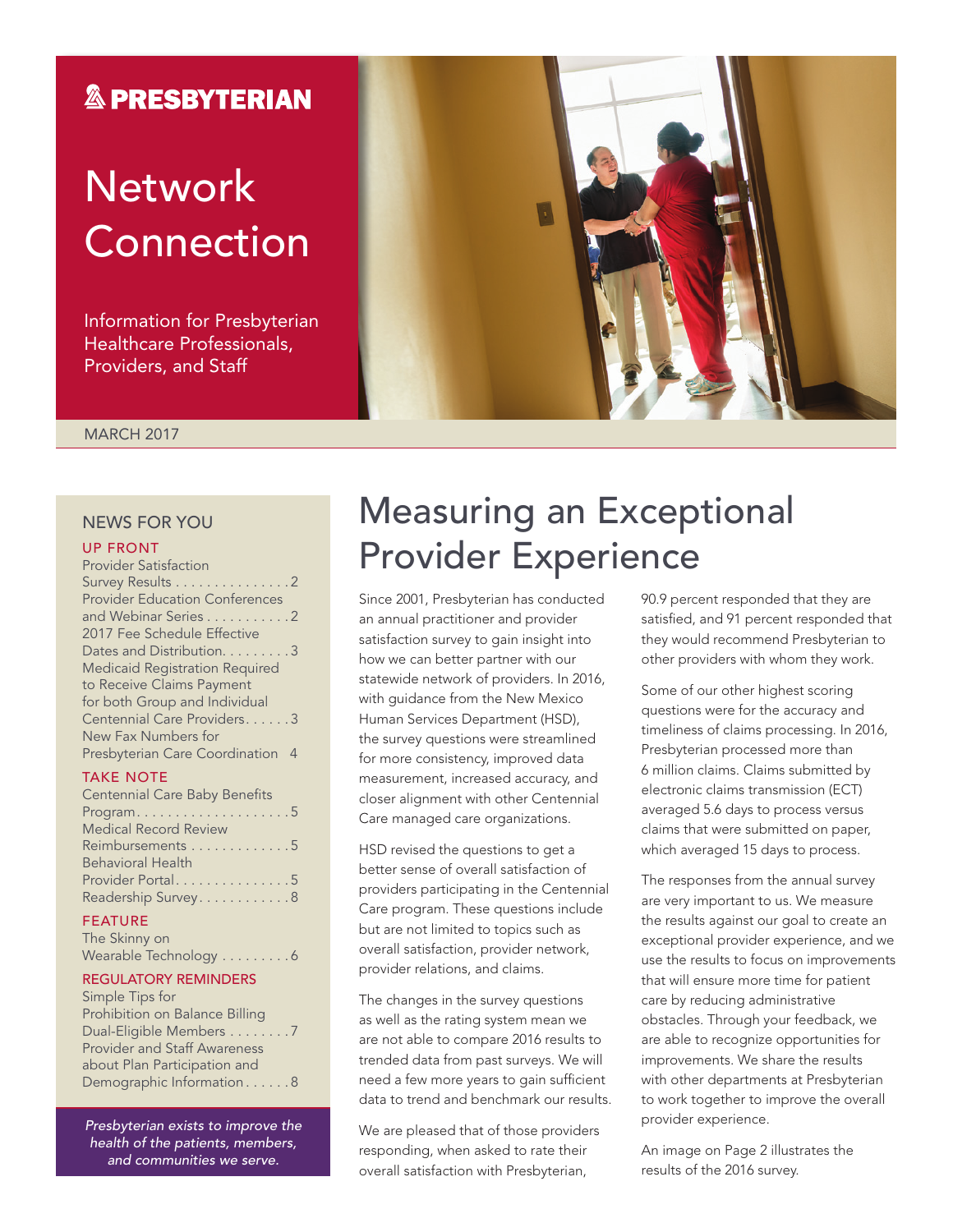PRESBYTERIAN

# Network Connection

Information for Presbyterian Healthcare Professionals, Providers, and Staff

MARCH 2017

## NEWS FOR YOU

### UP FRONT

Provider Satisfaction Survey Results . . . . . . . . . . . . . . . 2

Provider Education Conferences and Webinar Series . . . . . . . . . . . 2

2017 Fee Schedule Effective Dates and Distribution. . . . . . . . . 3

Medicaid Registration Required to Receive Claims Payment for both Group and Individual Centennial Care Providers. . . . . . 3

New Fax Numbers for Presbyterian Care Coordination 4

### TAKE NOTE

Centennial Care Baby Benefits Program. . . . . . . . . . . . . . . . . . . . 5

Medical Record Review Reimbursements . . . . . . . . . . . . . 5

Behavioral Health Provider Portal. . . . . . . . . . . . . . . 5

Readership Survey. . . . . . . . . . . 8

### FEATURE

The Skinny on Wearable Technology . . . . . . . . . 6

### REGULATORY REMINDERS

Simple Tips for Prohibition on Balance Billing Dual-Eligible Members . . . . . . . . 7

Provider and Staff Awareness about Plan Participation and Demographic Information . . . . . . 8

*Presbyterian exists to improve the health of the patients, members, and communities we serve.*

# Measuring an Exceptional Provider Experience

Since 2001, Presbyterian has conducted an annual practitioner and provider satisfaction survey to gain insight into how we can better partner with our statewide network of providers. In 2016, with guidance from the New Mexico Human Services Department (HSD), the survey questions were streamlined for more consistency, improved data measurement, increased accuracy, and closer alignment with other Centennial Care managed care organizations.

HSD revised the questions to get a better sense of overall satisfaction of providers participating in the Centennial Care program. These questions include but are not limited to topics such as overall satisfaction, provider network, provider relations, and claims.

The changes in the survey questions as well as the rating system mean we are not able to compare 2016 results to trended data from past surveys. We will need a few more years to gain sufficient data to trend and benchmark our results.

We are pleased that of those providers responding, when asked to rate their overall satisfaction with Presbyterian, 90.9 percent responded that they are satisfied, and 91 percent responded that they would recommend Presbyterian to other providers with whom they work.

Some of our other highest scoring questions were for the accuracy and timeliness of claims processing. In 2016, Presbyterian processed more than 6 million claims. Claims submitted by electronic claims transmission (ECT) averaged 5.6 days to process versus claims that were submitted on paper, which averaged 15 days to process.

The responses from the annual survey are very important to us. We measure the results against our goal to create an exceptional provider experience, and we use the results to focus on improvements that will ensure more time for patient care by reducing administrative obstacles. Through your feedback, we are able to recognize opportunities for improvements. We share the results with other departments at Presbyterian to work together to improve the overall provider experience.

An image on Page 2 illustrates the results of the 2016 survey.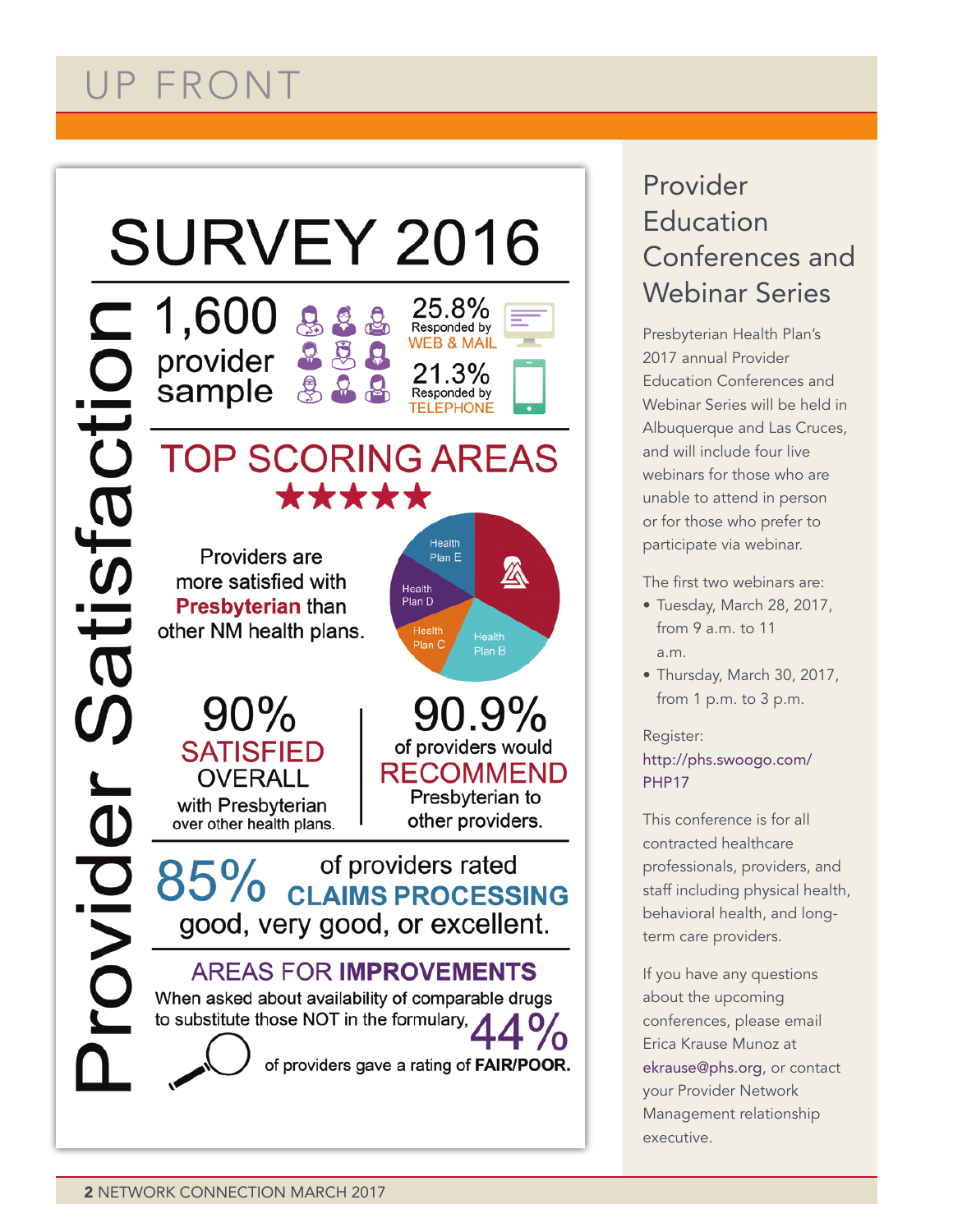# UP FRONT

## SURVEY 2016

### Provider Satisfaction

**1,600** provider sample

**25.8%** Responded by WEB & MAIL

**21.3%** Responded by TELEPHONE

### TOP SCORING AREAS

★★★★★

Providers are more satisfied with **Presbyterian** than other NM health plans.

Health Plan E

Health Plan D

Health Plan C

Health Plan B

**90%** SATISFIED OVERALL with Presbyterian over other health plans.

**90.9%** of providers would RECOMMEND Presbyterian to other providers.

**85%** of providers rated **CLAIMS PROCESSING** good, very good, or excellent.

### AREAS FOR IMPROVEMENTS

When asked about availability of comparable drugs to substitute those NOT in the formulary, **44%** of providers gave a rating of **FAIR/POOR.**

## Provider Education Conferences and Webinar Series

Presbyterian Health Plan's 2017 annual Provider Education Conferences and Webinar Series will be held in Albuquerque and Las Cruces, and will include four live webinars for those who are unable to attend in person or for those who prefer to participate via webinar.

The first two webinars are:

- Tuesday, March 28, 2017, from 9 a.m. to 11 a.m.
- Thursday, March 30, 2017, from 1 p.m. to 3 p.m.

Register:
http://phs.swoogo.com/PHP17

This conference is for all contracted healthcare professionals, providers, and staff including physical health, behavioral health, and long-term care providers.

If you have any questions about the upcoming conferences, please email Erica Krause Munoz at ekrause@phs.org, or contact your Provider Network Management relationship executive.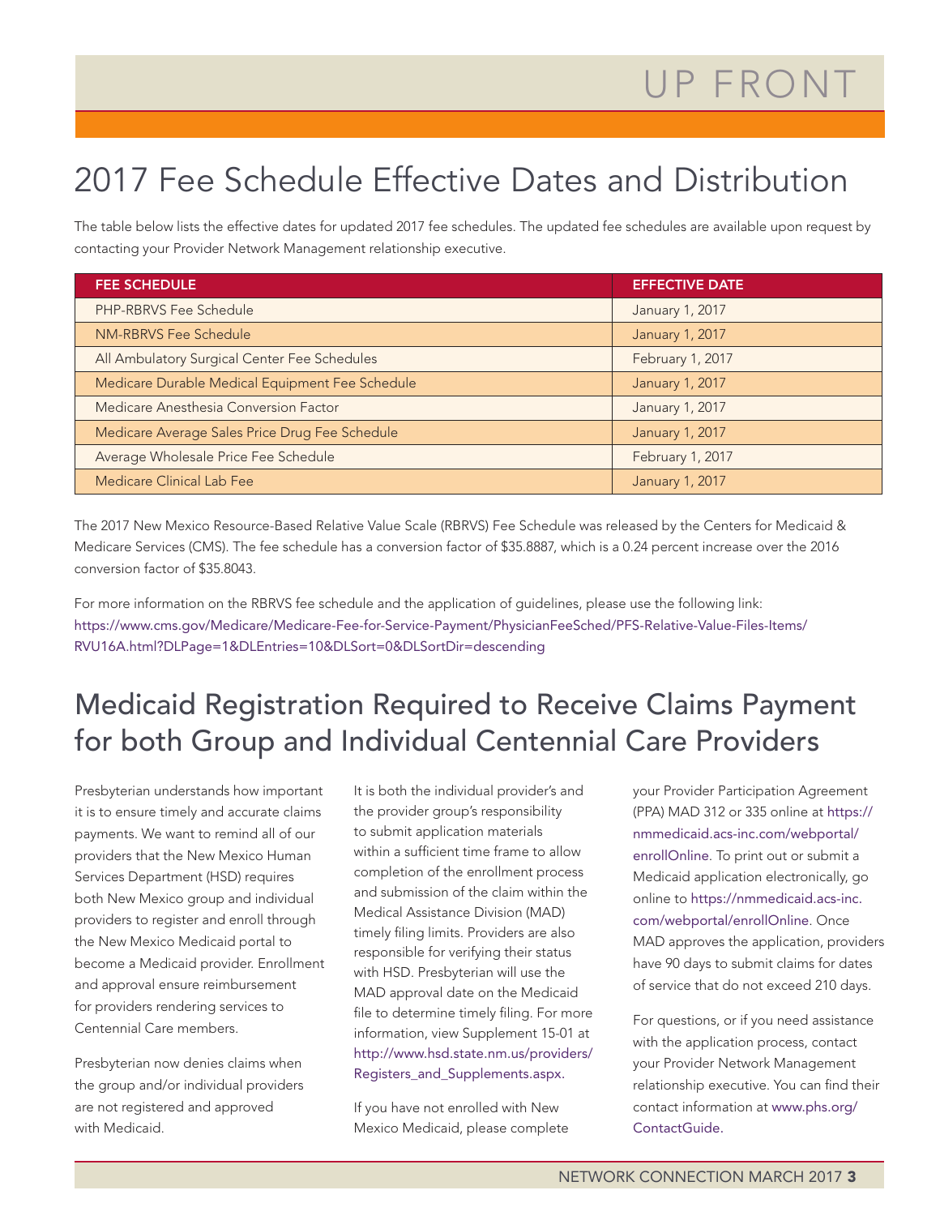# UP FRONT

## 2017 Fee Schedule Effective Dates and Distribution

The table below lists the effective dates for updated 2017 fee schedules. The updated fee schedules are available upon request by contacting your Provider Network Management relationship executive.

| FEE SCHEDULE | EFFECTIVE DATE |
|---|---|
| PHP-RBRVS Fee Schedule | January 1, 2017 |
| NM-RBRVS Fee Schedule | January 1, 2017 |
| All Ambulatory Surgical Center Fee Schedules | February 1, 2017 |
| Medicare Durable Medical Equipment Fee Schedule | January 1, 2017 |
| Medicare Anesthesia Conversion Factor | January 1, 2017 |
| Medicare Average Sales Price Drug Fee Schedule | January 1, 2017 |
| Average Wholesale Price Fee Schedule | February 1, 2017 |
| Medicare Clinical Lab Fee | January 1, 2017 |

The 2017 New Mexico Resource-Based Relative Value Scale (RBRVS) Fee Schedule was released by the Centers for Medicaid & Medicare Services (CMS). The fee schedule has a conversion factor of $35.8887, which is a 0.24 percent increase over the 2016 conversion factor of $35.8043.

For more information on the RBRVS fee schedule and the application of guidelines, please use the following link: https://www.cms.gov/Medicare/Medicare-Fee-for-Service-Payment/PhysicianFeeSched/PFS-Relative-Value-Files-Items/RVU16A.html?DLPage=1&DLEntries=10&DLSort=0&DLSortDir=descending

## Medicaid Registration Required to Receive Claims Payment for both Group and Individual Centennial Care Providers

Presbyterian understands how important it is to ensure timely and accurate claims payments. We want to remind all of our providers that the New Mexico Human Services Department (HSD) requires both New Mexico group and individual providers to register and enroll through the New Mexico Medicaid portal to become a Medicaid provider. Enrollment and approval ensure reimbursement for providers rendering services to Centennial Care members.

Presbyterian now denies claims when the group and/or individual providers are not registered and approved with Medicaid.

It is both the individual provider's and the provider group's responsibility to submit application materials within a sufficient time frame to allow completion of the enrollment process and submission of the claim within the Medical Assistance Division (MAD) timely filing limits. Providers are also responsible for verifying their status with HSD. Presbyterian will use the MAD approval date on the Medicaid file to determine timely filing. For more information, view Supplement 15-01 at http://www.hsd.state.nm.us/providers/Registers_and_Supplements.aspx.

If you have not enrolled with New Mexico Medicaid, please complete your Provider Participation Agreement (PPA) MAD 312 or 335 online at https://nmmedicaid.acs-inc.com/webportal/enrollOnline. To print out or submit a Medicaid application electronically, go online to https://nmmedicaid.acs-inc.com/webportal/enrollOnline. Once MAD approves the application, providers have 90 days to submit claims for dates of service that do not exceed 210 days.

For questions, or if you need assistance with the application process, contact your Provider Network Management relationship executive. You can find their contact information at www.phs.org/ContactGuide.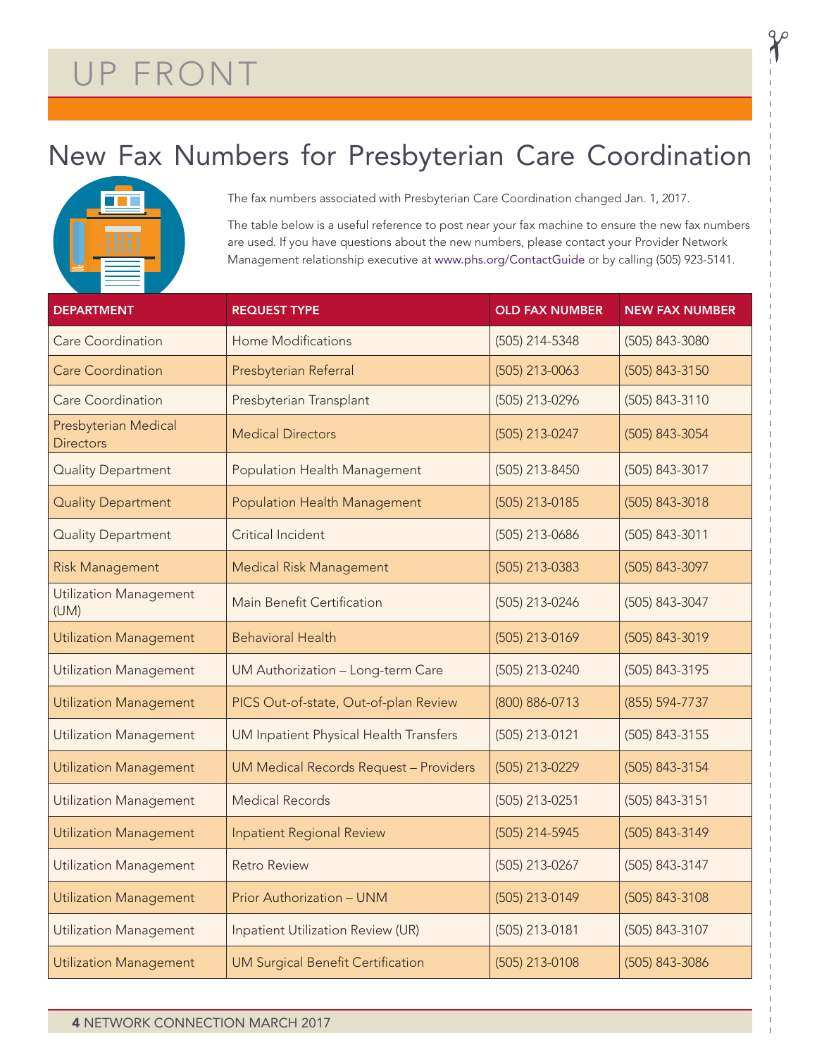# UP FRONT

## New Fax Numbers for Presbyterian Care Coordination

The fax numbers associated with Presbyterian Care Coordination changed Jan. 1, 2017.

The table below is a useful reference to post near your fax machine to ensure the new fax numbers are used. If you have questions about the new numbers, please contact your Provider Network Management relationship executive at www.phs.org/ContactGuide or by calling (505) 923-5141.

| DEPARTMENT | REQUEST TYPE | OLD FAX NUMBER | NEW FAX NUMBER |
|---|---|---|---|
| Care Coordination | Home Modifications | (505) 214-5348 | (505) 843-3080 |
| Care Coordination | Presbyterian Referral | (505) 213-0063 | (505) 843-3150 |
| Care Coordination | Presbyterian Transplant | (505) 213-0296 | (505) 843-3110 |
| Presbyterian Medical Directors | Medical Directors | (505) 213-0247 | (505) 843-3054 |
| Quality Department | Population Health Management | (505) 213-8450 | (505) 843-3017 |
| Quality Department | Population Health Management | (505) 213-0185 | (505) 843-3018 |
| Quality Department | Critical Incident | (505) 213-0686 | (505) 843-3011 |
| Risk Management | Medical Risk Management | (505) 213-0383 | (505) 843-3097 |
| Utilization Management (UM) | Main Benefit Certification | (505) 213-0246 | (505) 843-3047 |
| Utilization Management | Behavioral Health | (505) 213-0169 | (505) 843-3019 |
| Utilization Management | UM Authorization – Long-term Care | (505) 213-0240 | (505) 843-3195 |
| Utilization Management | PICS Out-of-state, Out-of-plan Review | (800) 886-0713 | (855) 594-7737 |
| Utilization Management | UM Inpatient Physical Health Transfers | (505) 213-0121 | (505) 843-3155 |
| Utilization Management | UM Medical Records Request – Providers | (505) 213-0229 | (505) 843-3154 |
| Utilization Management | Medical Records | (505) 213-0251 | (505) 843-3151 |
| Utilization Management | Inpatient Regional Review | (505) 214-5945 | (505) 843-3149 |
| Utilization Management | Retro Review | (505) 213-0267 | (505) 843-3147 |
| Utilization Management | Prior Authorization – UNM | (505) 213-0149 | (505) 843-3108 |
| Utilization Management | Inpatient Utilization Review (UR) | (505) 213-0181 | (505) 843-3107 |
| Utilization Management | UM Surgical Benefit Certification | (505) 213-0108 | (505) 843-3086 |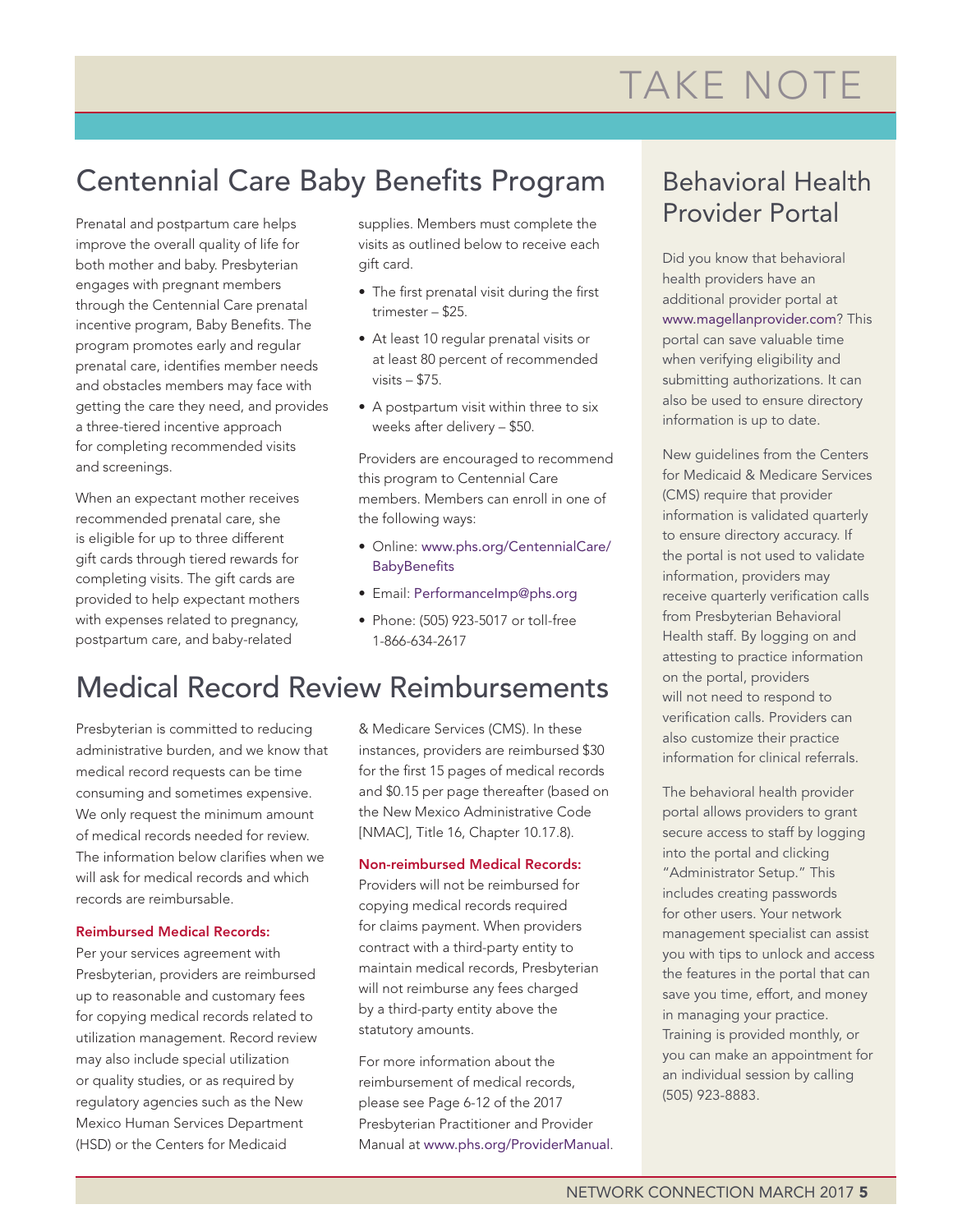# TAKE NOTE

## Centennial Care Baby Benefits Program

Prenatal and postpartum care helps improve the overall quality of life for both mother and baby. Presbyterian engages with pregnant members through the Centennial Care prenatal incentive program, Baby Benefits. The program promotes early and regular prenatal care, identifies member needs and obstacles members may face with getting the care they need, and provides a three-tiered incentive approach for completing recommended visits and screenings.

When an expectant mother receives recommended prenatal care, she is eligible for up to three different gift cards through tiered rewards for completing visits. The gift cards are provided to help expectant mothers with expenses related to pregnancy, postpartum care, and baby-related supplies. Members must complete the visits as outlined below to receive each gift card.

- The first prenatal visit during the first trimester – $25.
- At least 10 regular prenatal visits or at least 80 percent of recommended visits – $75.
- A postpartum visit within three to six weeks after delivery – $50.

Providers are encouraged to recommend this program to Centennial Care members. Members can enroll in one of the following ways:

- Online: www.phs.org/CentennialCare/BabyBenefits
- Email: PerformanceImp@phs.org
- Phone: (505) 923-5017 or toll-free 1-866-634-2617

## Medical Record Review Reimbursements

Presbyterian is committed to reducing administrative burden, and we know that medical record requests can be time consuming and sometimes expensive. We only request the minimum amount of medical records needed for review. The information below clarifies when we will ask for medical records and which records are reimbursable.

**Reimbursed Medical Records:**
Per your services agreement with Presbyterian, providers are reimbursed up to reasonable and customary fees for copying medical records related to utilization management. Record review may also include special utilization or quality studies, or as required by regulatory agencies such as the New Mexico Human Services Department (HSD) or the Centers for Medicaid & Medicare Services (CMS). In these instances, providers are reimbursed $30 for the first 15 pages of medical records and $0.15 per page thereafter (based on the New Mexico Administrative Code [NMAC], Title 16, Chapter 10.17.8).

**Non-reimbursed Medical Records:**
Providers will not be reimbursed for copying medical records required for claims payment. When providers contract with a third-party entity to maintain medical records, Presbyterian will not reimburse any fees charged by a third-party entity above the statutory amounts.

For more information about the reimbursement of medical records, please see Page 6-12 of the 2017 Presbyterian Practitioner and Provider Manual at www.phs.org/ProviderManual.

## Behavioral Health Provider Portal

Did you know that behavioral health providers have an additional provider portal at www.magellanprovider.com? This portal can save valuable time when verifying eligibility and submitting authorizations. It can also be used to ensure directory information is up to date.

New guidelines from the Centers for Medicaid & Medicare Services (CMS) require that provider information is validated quarterly to ensure directory accuracy. If the portal is not used to validate information, providers may receive quarterly verification calls from Presbyterian Behavioral Health staff. By logging on and attesting to practice information on the portal, providers will not need to respond to verification calls. Providers can also customize their practice information for clinical referrals.

The behavioral health provider portal allows providers to grant secure access to staff by logging into the portal and clicking "Administrator Setup." This includes creating passwords for other users. Your network management specialist can assist you with tips to unlock and access the features in the portal that can save you time, effort, and money in managing your practice. Training is provided monthly, or you can make an appointment for an individual session by calling (505) 923-8883.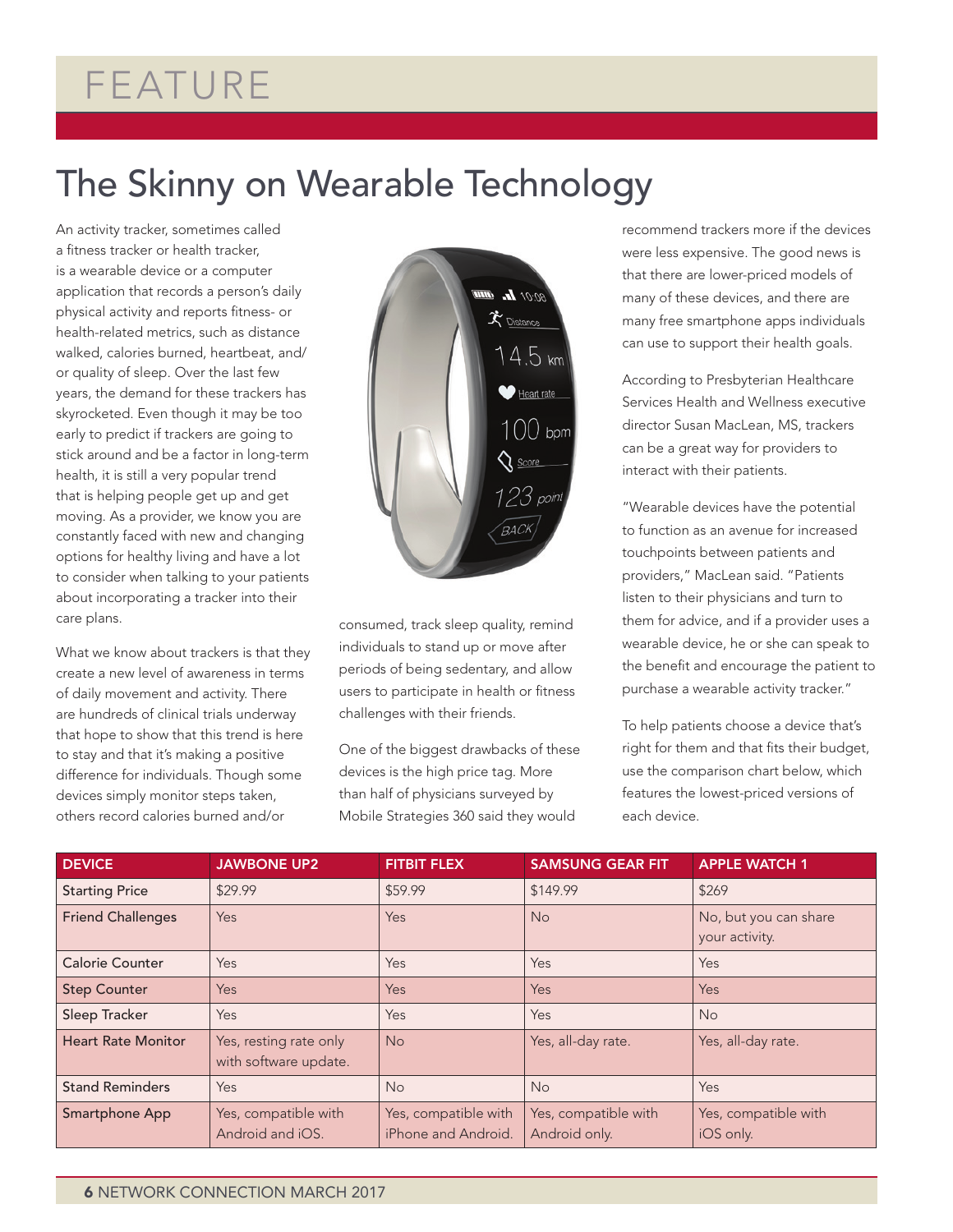# FEATURE

## The Skinny on Wearable Technology

An activity tracker, sometimes called a fitness tracker or health tracker, is a wearable device or a computer application that records a person's daily physical activity and reports fitness- or health-related metrics, such as distance walked, calories burned, heartbeat, and/or quality of sleep. Over the last few years, the demand for these trackers has skyrocketed. Even though it may be too early to predict if trackers are going to stick around and be a factor in long-term health, it is still a very popular trend that is helping people get up and get moving. As a provider, we know you are constantly faced with new and changing options for healthy living and have a lot to consider when talking to your patients about incorporating a tracker into their care plans.

What we know about trackers is that they create a new level of awareness in terms of daily movement and activity. There are hundreds of clinical trials underway that hope to show that this trend is here to stay and that it's making a positive difference for individuals. Though some devices simply monitor steps taken, others record calories burned and/or consumed, track sleep quality, remind individuals to stand up or move after periods of being sedentary, and allow users to participate in health or fitness challenges with their friends.

One of the biggest drawbacks of these devices is the high price tag. More than half of physicians surveyed by Mobile Strategies 360 said they would recommend trackers more if the devices were less expensive. The good news is that there are lower-priced models of many of these devices, and there are many free smartphone apps individuals can use to support their health goals.

According to Presbyterian Healthcare Services Health and Wellness executive director Susan MacLean, MS, trackers can be a great way for providers to interact with their patients.

"Wearable devices have the potential to function as an avenue for increased touchpoints between patients and providers," MacLean said. "Patients listen to their physicians and turn to them for advice, and if a provider uses a wearable device, he or she can speak to the benefit and encourage the patient to purchase a wearable activity tracker."

To help patients choose a device that's right for them and that fits their budget, use the comparison chart below, which features the lowest-priced versions of each device.

| DEVICE | JAWBONE UP2 | FITBIT FLEX | SAMSUNG GEAR FIT | APPLE WATCH 1 |
|---|---|---|---|---|
| Starting Price | $29.99 | $59.99 | $149.99 | $269 |
| Friend Challenges | Yes | Yes | No | No, but you can share your activity. |
| Calorie Counter | Yes | Yes | Yes | Yes |
| Step Counter | Yes | Yes | Yes | Yes |
| Sleep Tracker | Yes | Yes | Yes | No |
| Heart Rate Monitor | Yes, resting rate only with software update. | No | Yes, all-day rate. | Yes, all-day rate. |
| Stand Reminders | Yes | No | No | Yes |
| Smartphone App | Yes, compatible with Android and iOS. | Yes, compatible with iPhone and Android. | Yes, compatible with Android only. | Yes, compatible with iOS only. |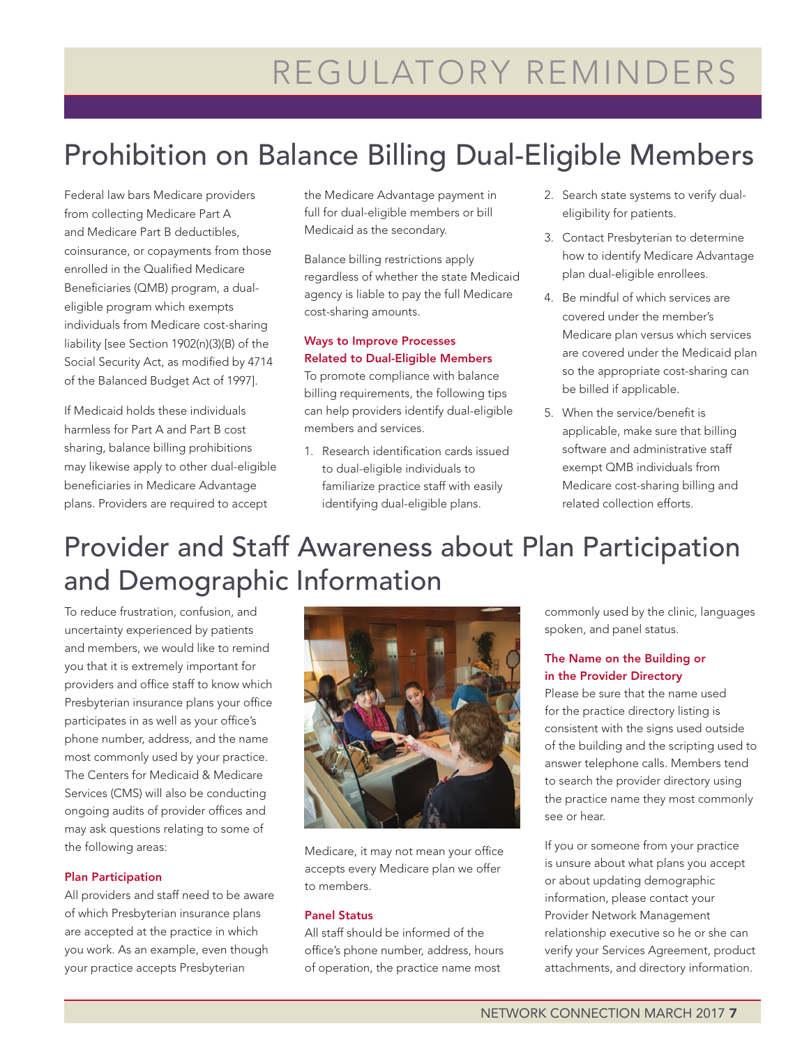# REGULATORY REMINDERS

## Prohibition on Balance Billing Dual-Eligible Members

Federal law bars Medicare providers from collecting Medicare Part A and Medicare Part B deductibles, coinsurance, or copayments from those enrolled in the Qualified Medicare Beneficiaries (QMB) program, a dual-eligible program which exempts individuals from Medicare cost-sharing liability [see Section 1902(n)(3)(B) of the Social Security Act, as modified by 4714 of the Balanced Budget Act of 1997].

If Medicaid holds these individuals harmless for Part A and Part B cost sharing, balance billing prohibitions may likewise apply to other dual-eligible beneficiaries in Medicare Advantage plans. Providers are required to accept the Medicare Advantage payment in full for dual-eligible members or bill Medicaid as the secondary.

Balance billing restrictions apply regardless of whether the state Medicaid agency is liable to pay the full Medicare cost-sharing amounts.

### Ways to Improve Processes Related to Dual-Eligible Members

To promote compliance with balance billing requirements, the following tips can help providers identify dual-eligible members and services.

1. Research identification cards issued to dual-eligible individuals to familiarize practice staff with easily identifying dual-eligible plans.
2. Search state systems to verify dual-eligibility for patients.
3. Contact Presbyterian to determine how to identify Medicare Advantage plan dual-eligible enrollees.
4. Be mindful of which services are covered under the member's Medicare plan versus which services are covered under the Medicaid plan so the appropriate cost-sharing can be billed if applicable.
5. When the service/benefit is applicable, make sure that billing software and administrative staff exempt QMB individuals from Medicare cost-sharing billing and related collection efforts.

## Provider and Staff Awareness about Plan Participation and Demographic Information

To reduce frustration, confusion, and uncertainty experienced by patients and members, we would like to remind you that it is extremely important for providers and office staff to know which Presbyterian insurance plans your office participates in as well as your office's phone number, address, and the name most commonly used by your practice. The Centers for Medicaid & Medicare Services (CMS) will also be conducting ongoing audits of provider offices and may ask questions relating to some of the following areas:

### Plan Participation

All providers and staff need to be aware of which Presbyterian insurance plans are accepted at the practice in which you work. As an example, even though your practice accepts Presbyterian Medicare, it may not mean your office accepts every Medicare plan we offer to members.

### Panel Status

All staff should be informed of the office's phone number, address, hours of operation, the practice name most commonly used by the clinic, languages spoken, and panel status.

### The Name on the Building or in the Provider Directory

Please be sure that the name used for the practice directory listing is consistent with the signs used outside of the building and the scripting used to answer telephone calls. Members tend to search the provider directory using the practice name they most commonly see or hear.

If you or someone from your practice is unsure about what plans you accept or about updating demographic information, please contact your Provider Network Management relationship executive so he or she can verify your Services Agreement, product attachments, and directory information.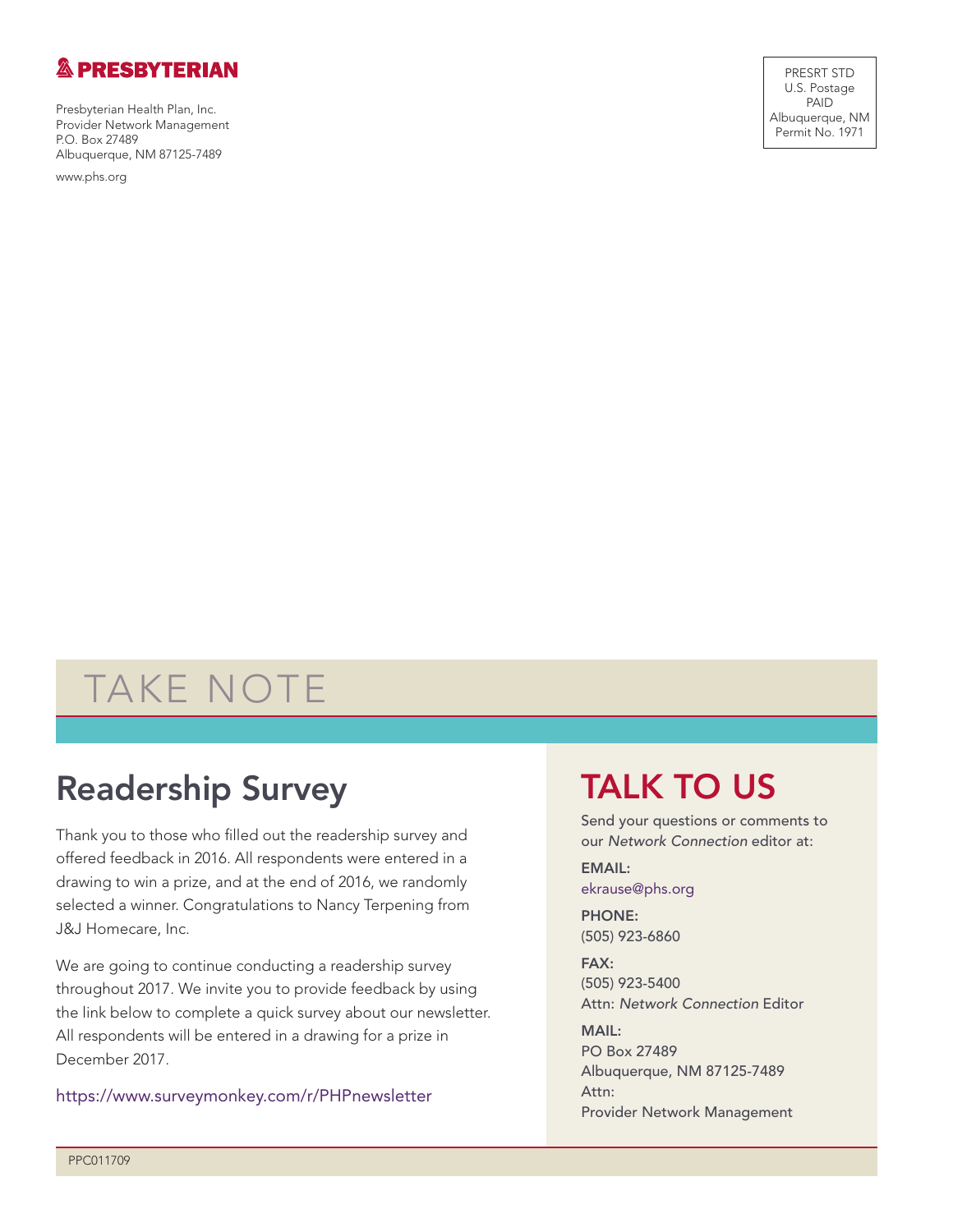**PRESBYTERIAN**

Presbyterian Health Plan, Inc.
Provider Network Management
P.O. Box 27489
Albuquerque, NM 87125-7489

www.phs.org

PRESRT STD
U.S. Postage
PAID
Albuquerque, NM
Permit No. 1971

# TAKE NOTE

## Readership Survey

Thank you to those who filled out the readership survey and offered feedback in 2016. All respondents were entered in a drawing to win a prize, and at the end of 2016, we randomly selected a winner. Congratulations to Nancy Terpening from J&J Homecare, Inc.

We are going to continue conducting a readership survey throughout 2017. We invite you to provide feedback by using the link below to complete a quick survey about our newsletter. All respondents will be entered in a drawing for a prize in December 2017.

https://www.surveymonkey.com/r/PHPnewsletter

## TALK TO US

Send your questions or comments to our *Network Connection* editor at:

**EMAIL:**
ekrause@phs.org

**PHONE:**
(505) 923-6860

**FAX:**
(505) 923-5400
Attn: *Network Connection* Editor

**MAIL:**
PO Box 27489
Albuquerque, NM 87125-7489
Attn:
Provider Network Management

PPC011709